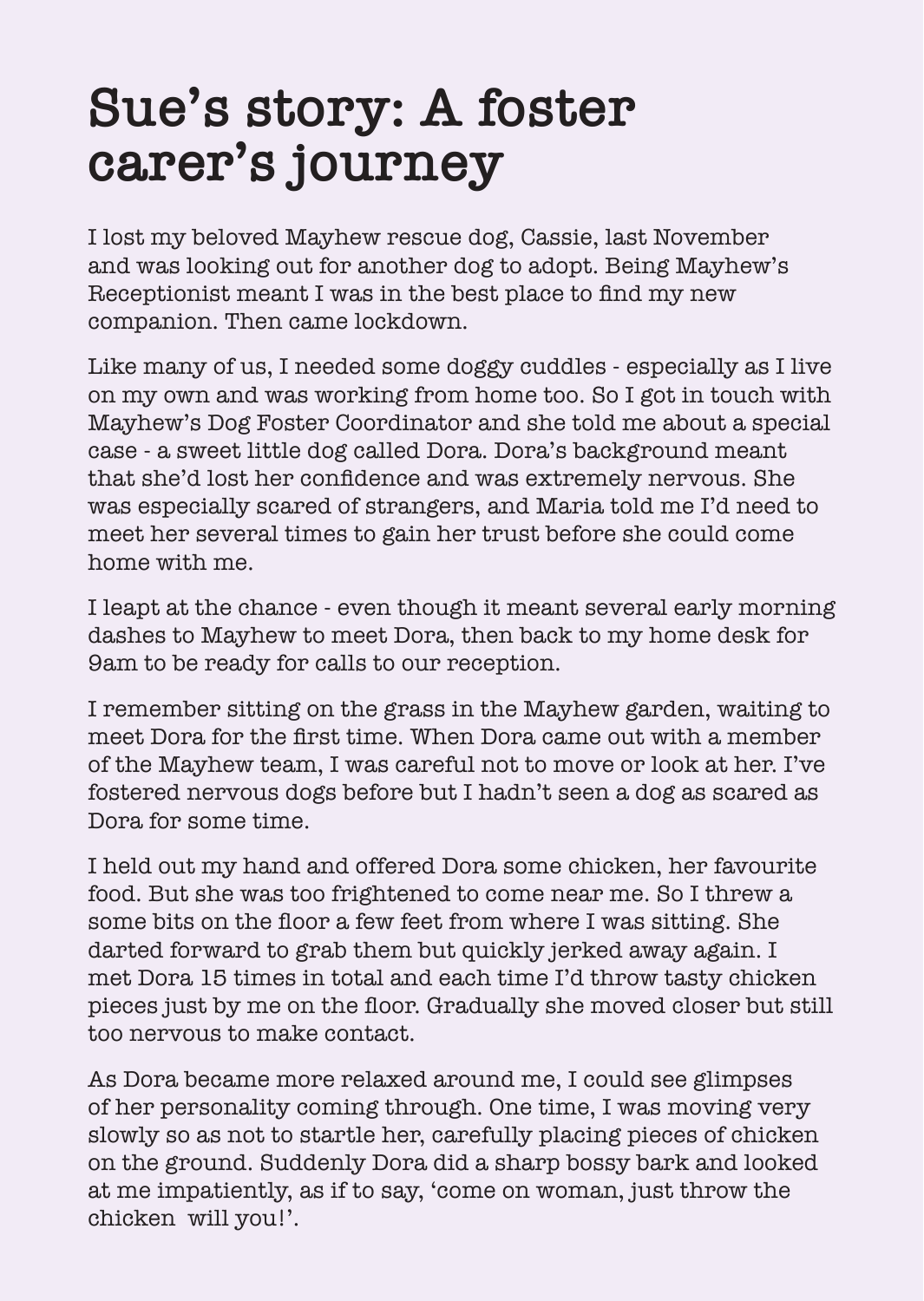# Sue's story: A foster carer's journey

I lost my beloved Mayhew rescue dog, Cassie, last November and was looking out for another dog to adopt. Being Mayhew's Receptionist meant I was in the best place to find my new companion. Then came lockdown.

Like many of us, I needed some doggy cuddles - especially as I live on my own and was working from home too. So I got in touch with Mayhew's Dog Foster Coordinator and she told me about a special case - a sweet little dog called Dora. Dora's background meant that she'd lost her confidence and was extremely nervous. She was especially scared of strangers, and Maria told me I'd need to meet her several times to gain her trust before she could come home with me.

I leapt at the chance - even though it meant several early morning dashes to Mayhew to meet Dora, then back to my home desk for 9am to be ready for calls to our reception.

I remember sitting on the grass in the Mayhew garden, waiting to meet Dora for the first time. When Dora came out with a member of the Mayhew team, I was careful not to move or look at her. I've fostered nervous dogs before but I hadn't seen a dog as scared as Dora for some time.

I held out my hand and offered Dora some chicken, her favourite food. But she was too frightened to come near me. So I threw a some bits on the floor a few feet from where I was sitting. She darted forward to grab them but quickly jerked away again. I met Dora 15 times in total and each time I'd throw tasty chicken pieces just by me on the floor. Gradually she moved closer but still too nervous to make contact.

As Dora became more relaxed around me, I could see glimpses of her personality coming through. One time, I was moving very slowly so as not to startle her, carefully placing pieces of chicken on the ground. Suddenly Dora did a sharp bossy bark and looked at me impatiently, as if to say, 'come on woman, just throw the chicken will you!'.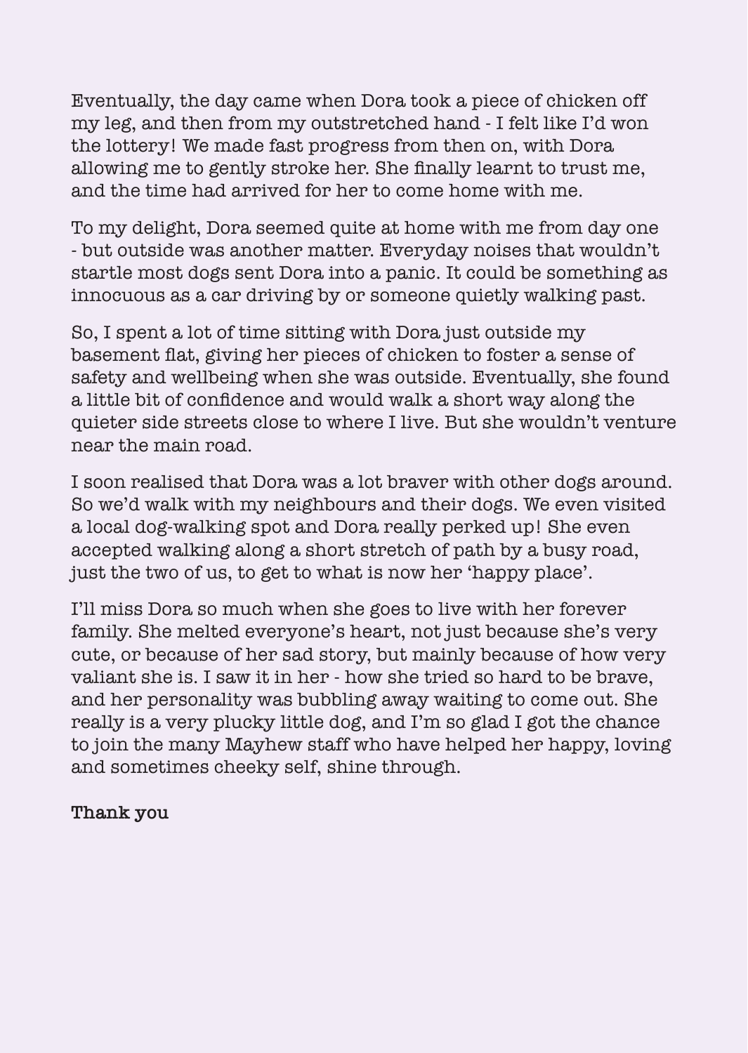Eventually, the day came when Dora took a piece of chicken off my leg, and then from my outstretched hand - I felt like I'd won the lottery! We made fast progress from then on, with Dora allowing me to gently stroke her. She finally learnt to trust me, and the time had arrived for her to come home with me.

To my delight, Dora seemed quite at home with me from day one - but outside was another matter. Everyday noises that wouldn't startle most dogs sent Dora into a panic. It could be something as innocuous as a car driving by or someone quietly walking past.

So, I spent a lot of time sitting with Dora just outside my basement flat, giving her pieces of chicken to foster a sense of safety and wellbeing when she was outside. Eventually, she found a little bit of confidence and would walk a short way along the quieter side streets close to where I live. But she wouldn't venture near the main road.

I soon realised that Dora was a lot braver with other dogs around. So we'd walk with my neighbours and their dogs. We even visited a local dog-walking spot and Dora really perked up! She even accepted walking along a short stretch of path by a busy road, just the two of us, to get to what is now her 'happy place'.

I'll miss Dora so much when she goes to live with her forever family. She melted everyone's heart, not just because she's very cute, or because of her sad story, but mainly because of how very valiant she is. I saw it in her - how she tried so hard to be brave, and her personality was bubbling away waiting to come out. She really is a very plucky little dog, and I'm so glad I got the chance to join the many Mayhew staff who have helped her happy, loving and sometimes cheeky self, shine through.

**Thank you**